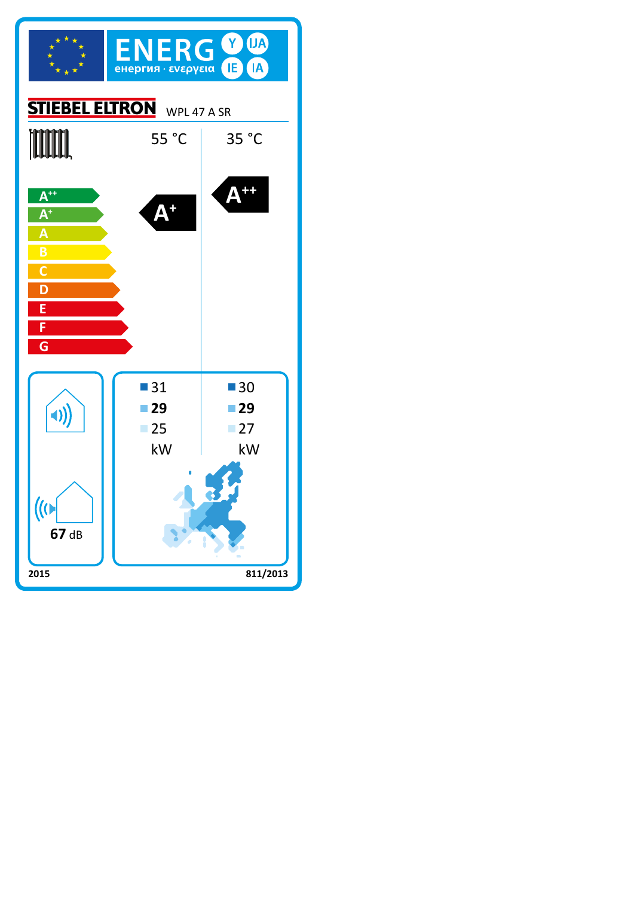ENERG Y IJA IE IA

енергия · ενεργεια

STIEBEL ELTRON WPL 47 A SR

| | 55 °C | 35 °C |
|---|---|---|
| Energy efficiency class | A+ | A++ |

A++ A+ A B C D E F G

| | 55 °C | 35 °C |
|---|---|---|
| ■ | 31 | 30 |
| ■ | **29** | **29** |
| ■ | 25 | 27 |
| | kW | kW |

**67** dB

2015

811/2013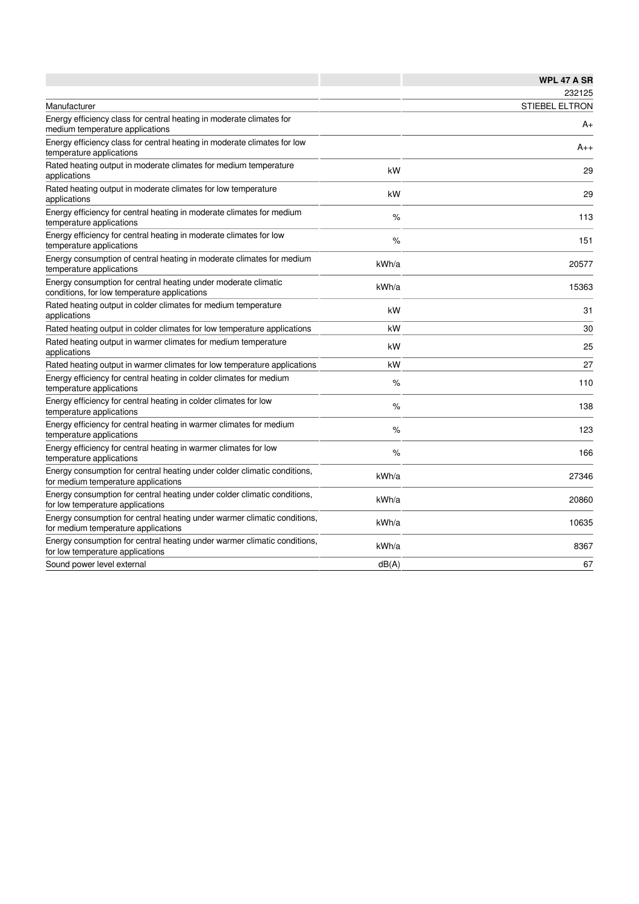| | | WPL 47 A SR |
|---|---|---|
| | | 232125 |
| Manufacturer | | STIEBEL ELTRON |
| Energy efficiency class for central heating in moderate climates for medium temperature applications | | A+ |
| Energy efficiency class for central heating in moderate climates for low temperature applications | | A++ |
| Rated heating output in moderate climates for medium temperature applications | kW | 29 |
| Rated heating output in moderate climates for low temperature applications | kW | 29 |
| Energy efficiency for central heating in moderate climates for medium temperature applications | % | 113 |
| Energy efficiency for central heating in moderate climates for low temperature applications | % | 151 |
| Energy consumption of central heating in moderate climates for medium temperature applications | kWh/a | 20577 |
| Energy consumption for central heating under moderate climatic conditions, for low temperature applications | kWh/a | 15363 |
| Rated heating output in colder climates for medium temperature applications | kW | 31 |
| Rated heating output in colder climates for low temperature applications | kW | 30 |
| Rated heating output in warmer climates for medium temperature applications | kW | 25 |
| Rated heating output in warmer climates for low temperature applications | kW | 27 |
| Energy efficiency for central heating in colder climates for medium temperature applications | % | 110 |
| Energy efficiency for central heating in colder climates for low temperature applications | % | 138 |
| Energy efficiency for central heating in warmer climates for medium temperature applications | % | 123 |
| Energy efficiency for central heating in warmer climates for low temperature applications | % | 166 |
| Energy consumption for central heating under colder climatic conditions, for medium temperature applications | kWh/a | 27346 |
| Energy consumption for central heating under colder climatic conditions, for low temperature applications | kWh/a | 20860 |
| Energy consumption for central heating under warmer climatic conditions, for medium temperature applications | kWh/a | 10635 |
| Energy consumption for central heating under warmer climatic conditions, for low temperature applications | kWh/a | 8367 |
| Sound power level external | dB(A) | 67 |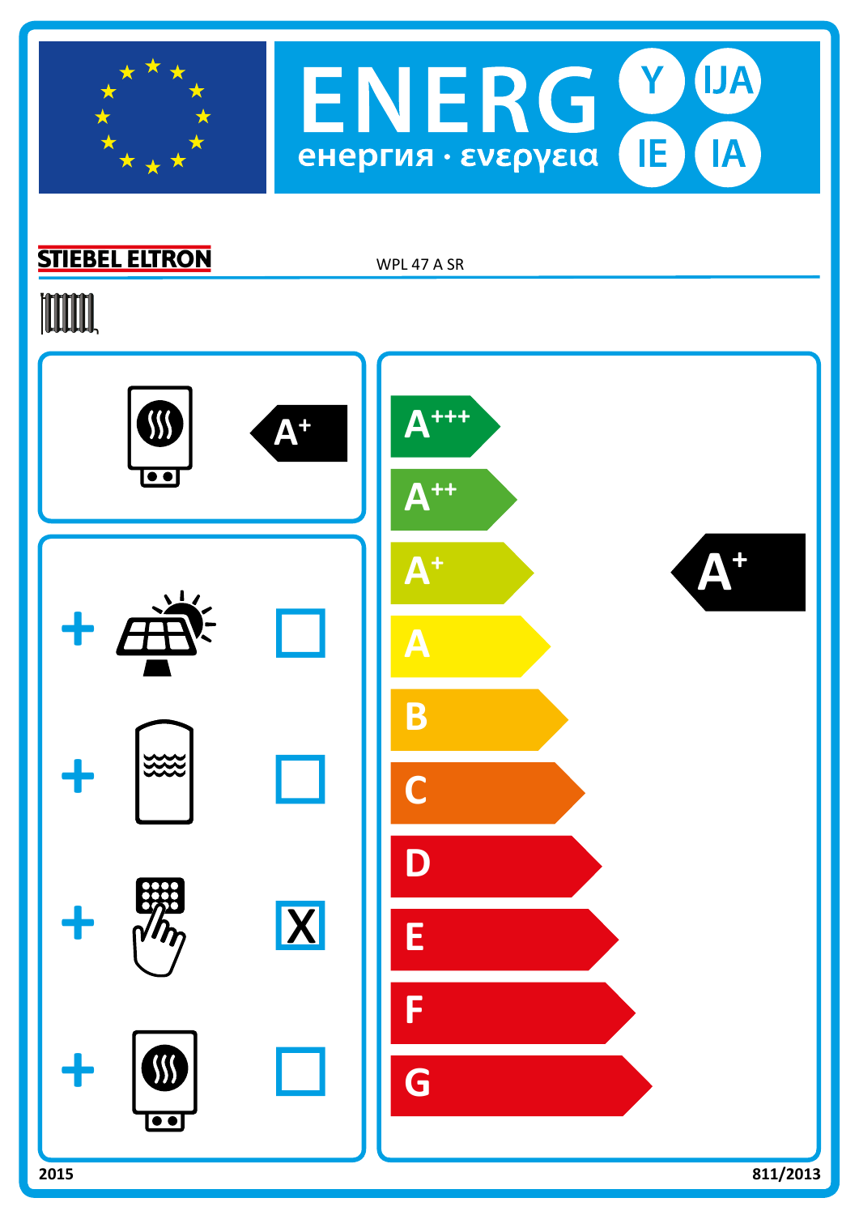# ENERG Y IJA IE IA

енергия · ενεργεια

**STIEBEL ELTRON** WPL 47 A SR

A+

| | | |
|---|---|---|
| + | (solar) | ☐ |
| + | (storage tank) | ☐ |
| + | (temperature control) | X |
| + | (supplementary heater) | ☐ |

A+++
A++
A+
A
B
C
D
E
F
G

**A+**

2015 811/2013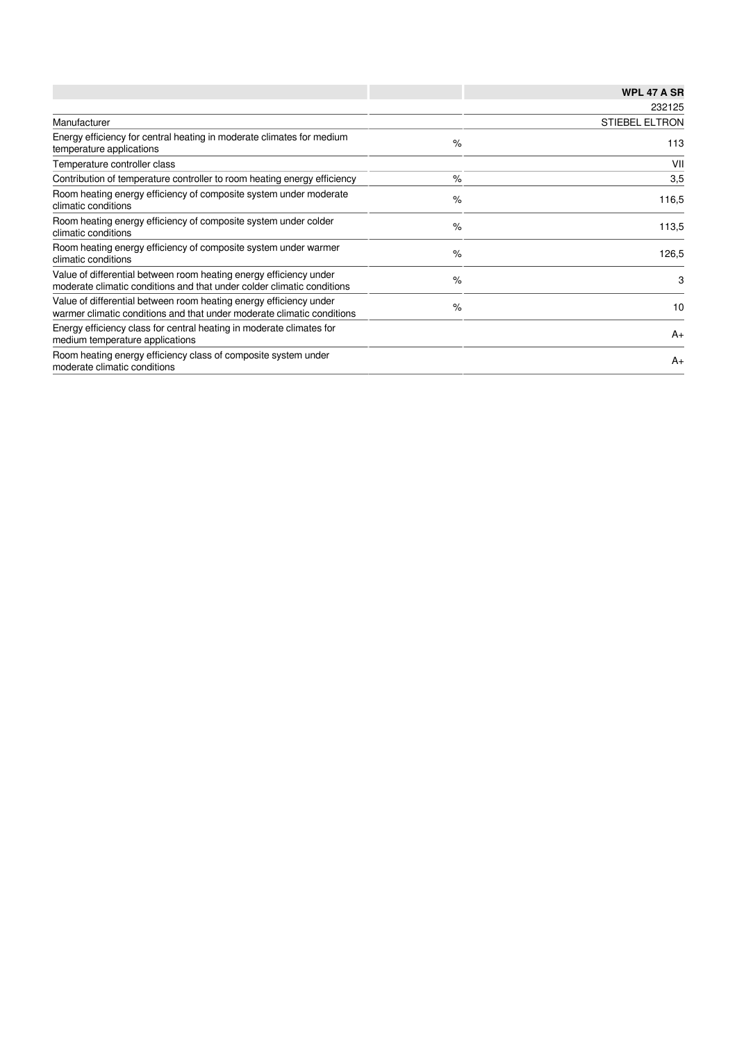| | | WPL 47 A SR |
|---|---|---|
| | | 232125 |
| Manufacturer | | STIEBEL ELTRON |
| Energy efficiency for central heating in moderate climates for medium temperature applications | % | 113 |
| Temperature controller class | | VII |
| Contribution of temperature controller to room heating energy efficiency | % | 3,5 |
| Room heating energy efficiency of composite system under moderate climatic conditions | % | 116,5 |
| Room heating energy efficiency of composite system under colder climatic conditions | % | 113,5 |
| Room heating energy efficiency of composite system under warmer climatic conditions | % | 126,5 |
| Value of differential between room heating energy efficiency under moderate climatic conditions and that under colder climatic conditions | % | 3 |
| Value of differential between room heating energy efficiency under warmer climatic conditions and that under moderate climatic conditions | % | 10 |
| Energy efficiency class for central heating in moderate climates for medium temperature applications | | A+ |
| Room heating energy efficiency class of composite system under moderate climatic conditions | | A+ |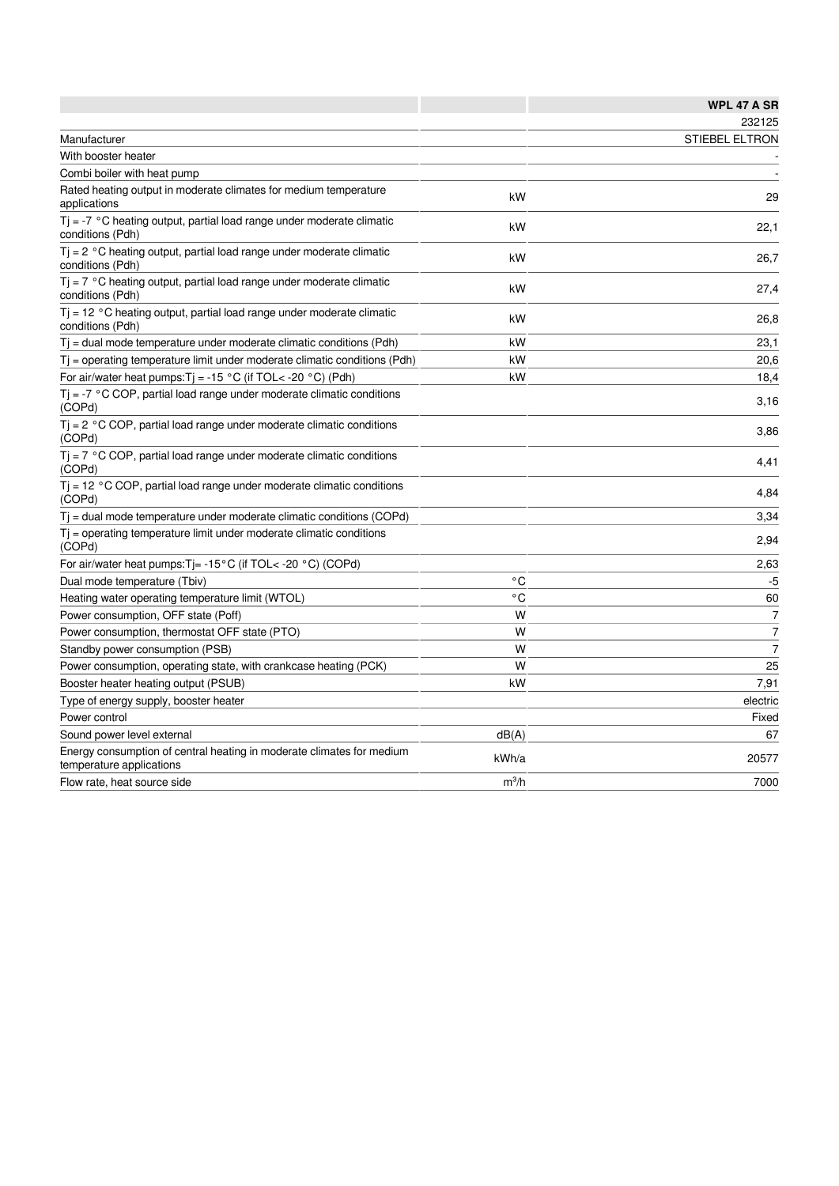| | | WPL 47 A SR |
|---|---|---|
| | | 232125 |
| Manufacturer | | STIEBEL ELTRON |
| With booster heater | | - |
| Combi boiler with heat pump | | - |
| Rated heating output in moderate climates for medium temperature applications | kW | 29 |
| Tj = -7 °C heating output, partial load range under moderate climatic conditions (Pdh) | kW | 22,1 |
| Tj = 2 °C heating output, partial load range under moderate climatic conditions (Pdh) | kW | 26,7 |
| Tj = 7 °C heating output, partial load range under moderate climatic conditions (Pdh) | kW | 27,4 |
| Tj = 12 °C heating output, partial load range under moderate climatic conditions (Pdh) | kW | 26,8 |
| Tj = dual mode temperature under moderate climatic conditions (Pdh) | kW | 23,1 |
| Tj = operating temperature limit under moderate climatic conditions (Pdh) | kW | 20,6 |
| For air/water heat pumps:Tj = -15 °C (if TOL< -20 °C) (Pdh) | kW | 18,4 |
| Tj = -7 °C COP, partial load range under moderate climatic conditions (COPd) | | 3,16 |
| Tj = 2 °C COP, partial load range under moderate climatic conditions (COPd) | | 3,86 |
| Tj = 7 °C COP, partial load range under moderate climatic conditions (COPd) | | 4,41 |
| Tj = 12 °C COP, partial load range under moderate climatic conditions (COPd) | | 4,84 |
| Tj = dual mode temperature under moderate climatic conditions (COPd) | | 3,34 |
| Tj = operating temperature limit under moderate climatic conditions (COPd) | | 2,94 |
| For air/water heat pumps:Tj= -15°C (if TOL< -20 °C) (COPd) | | 2,63 |
| Dual mode temperature (Tbiv) | °C | -5 |
| Heating water operating temperature limit (WTOL) | °C | 60 |
| Power consumption, OFF state (Poff) | W | 7 |
| Power consumption, thermostat OFF state (PTO) | W | 7 |
| Standby power consumption (PSB) | W | 7 |
| Power consumption, operating state, with crankcase heating (PCK) | W | 25 |
| Booster heater heating output (PSUB) | kW | 7,91 |
| Type of energy supply, booster heater | | electric |
| Power control | | Fixed |
| Sound power level external | dB(A) | 67 |
| Energy consumption of central heating in moderate climates for medium temperature applications | kWh/a | 20577 |
| Flow rate, heat source side | $m^3/h$ | 7000 |